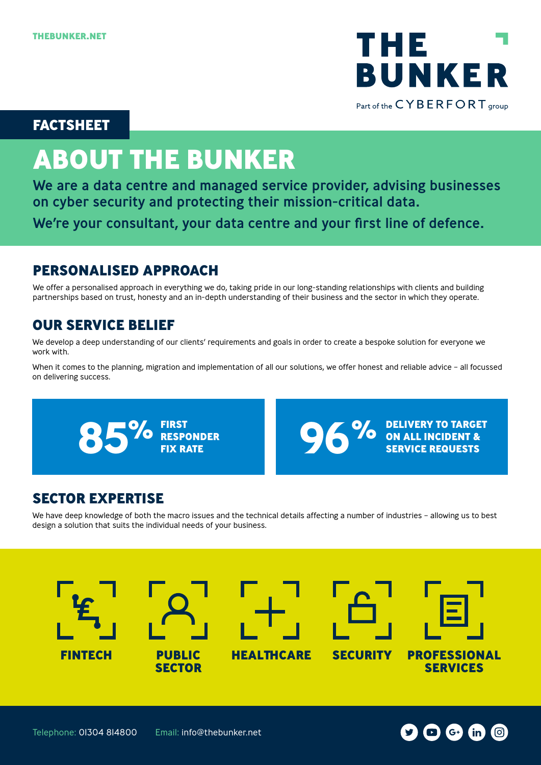THEBUNKER.NET

THE BUNKER

Part of the CYBERFORT group

FACTSHEET

# ABOUT THE BUNKER

**We are a data centre and managed service provider, advising businesses on cyber security and protecting their mission-critical data.**

**We're your consultant, your data centre and your first line of defence.**

## PERSONALISED APPROACH

We offer a personalised approach in everything we do, taking pride in our long-standing relationships with clients and building partnerships based on trust, honesty and an in-depth understanding of their business and the sector in which they operate.

## OUR SERVICE BELIEF

We develop a deep understanding of our clients' requirements and goals in order to create a bespoke solution for everyone we work with.

When it comes to the planning, migration and implementation of all our solutions, we offer honest and reliable advice – all focussed on delivering success.

**85%** FIRST RESPONDER FIX RATE

**96%** DELIVERY TO TARGET ON ALL INCIDENT & SERVICE REQUESTS

## SECTOR EXPERTISE

We have deep knowledge of both the macro issues and the technical details affecting a number of industries – allowing us to best design a solution that suits the individual needs of your business.

- FINTECH
- PUBLIC SECTOR
- HEALTHCARE
- SECURITY
- PROFESSIONAL SERVICES

Telephone: 01304 814800 Email: info@thebunker.net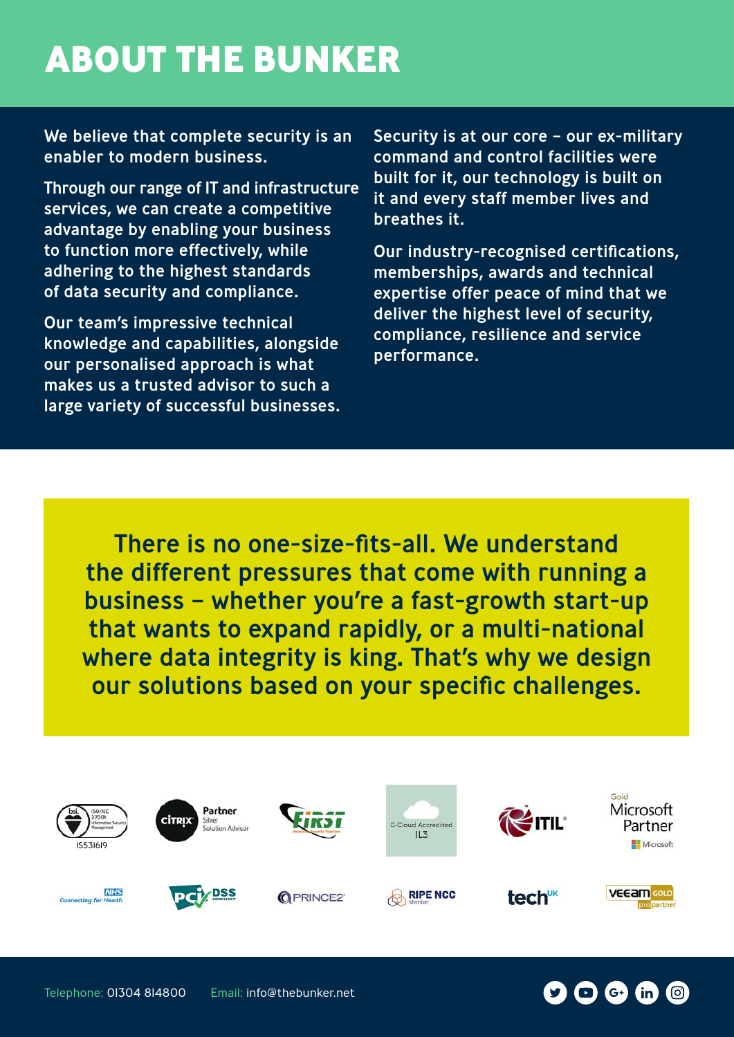# ABOUT THE BUNKER

We believe that complete security is an enabler to modern business.

Through our range of IT and infrastructure services, we can create a competitive advantage by enabling your business to function more effectively, while adhering to the highest standards of data security and compliance.

Our team's impressive technical knowledge and capabilities, alongside our personalised approach is what makes us a trusted advisor to such a large variety of successful businesses.

Security is at our core – our ex-military command and control facilities were built for it, our technology is built on it and every staff member lives and breathes it.

Our industry-recognised certifications, memberships, awards and technical expertise offer peace of mind that we deliver the highest level of security, compliance, resilience and service performance.

**There is no one-size-fits-all. We understand the different pressures that come with running a business – whether you're a fast-growth start-up that wants to expand rapidly, or a multi-national where data integrity is king. That's why we design our solutions based on your specific challenges.**

Telephone: 01304 814800 Email: info@thebunker.net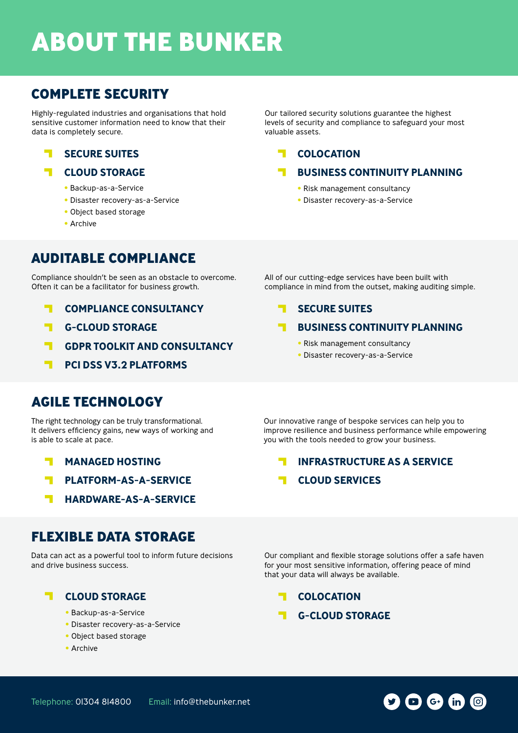# ABOUT THE BUNKER

## COMPLETE SECURITY

Highly-regulated industries and organisations that hold sensitive customer information need to know that their data is completely secure.

- **SECURE SUITES**
- **CLOUD STORAGE**
  - Backup-as-a-Service
  - Disaster recovery-as-a-Service
  - Object based storage
  - Archive

Our tailored security solutions guarantee the highest levels of security and compliance to safeguard your most valuable assets.

- **COLOCATION**
- **BUSINESS CONTINUITY PLANNING**
  - Risk management consultancy
  - Disaster recovery-as-a-Service

## AUDITABLE COMPLIANCE

Compliance shouldn't be seen as an obstacle to overcome. Often it can be a facilitator for business growth.

- **COMPLIANCE CONSULTANCY**
- **G-CLOUD STORAGE**
- **GDPR TOOLKIT AND CONSULTANCY**
- **PCI DSS V3.2 PLATFORMS**

All of our cutting-edge services have been built with compliance in mind from the outset, making auditing simple.

- **SECURE SUITES**
- **BUSINESS CONTINUITY PLANNING**
  - Risk management consultancy
  - Disaster recovery-as-a-Service

## AGILE TECHNOLOGY

The right technology can be truly transformational. It delivers efficiency gains, new ways of working and is able to scale at pace.

- **MANAGED HOSTING**
- **PLATFORM-AS-A-SERVICE**
- **HARDWARE-AS-A-SERVICE**

Our innovative range of bespoke services can help you to improve resilience and business performance while empowering you with the tools needed to grow your business.

- **INFRASTRUCTURE AS A SERVICE**
- **CLOUD SERVICES**

## FLEXIBLE DATA STORAGE

Data can act as a powerful tool to inform future decisions and drive business success.

- **CLOUD STORAGE**
  - Backup-as-a-Service
  - Disaster recovery-as-a-Service
  - Object based storage
  - Archive

Our compliant and flexible storage solutions offer a safe haven for your most sensitive information, offering peace of mind that your data will always be available.

- **COLOCATION**
- **G-CLOUD STORAGE**

Telephone: 01304 814800 Email: info@thebunker.net